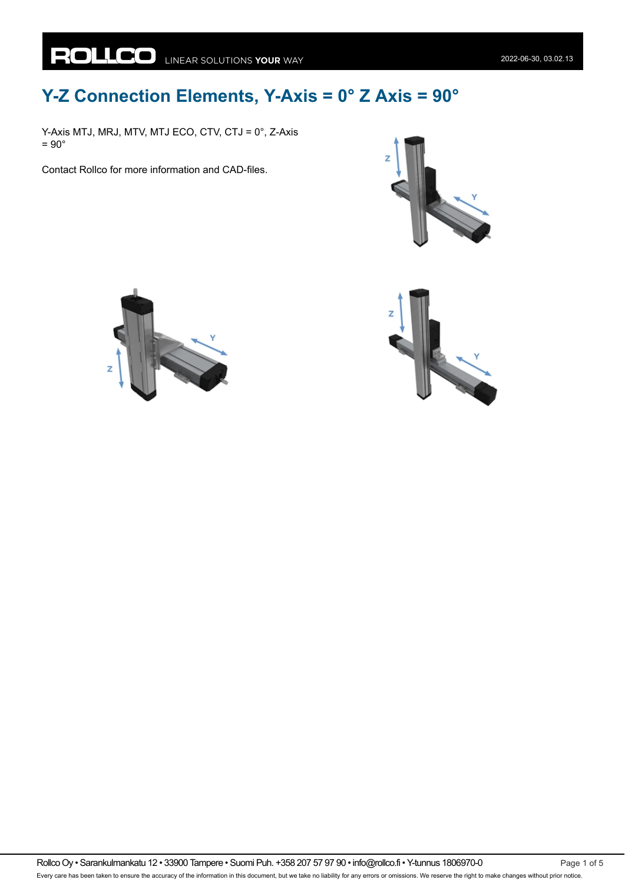# Y-Z Connection Elements, Y-Axis = 0° Z Axis = 90°

Y-Axis MTJ, MRJ, MTV, MTJ ECO, CTV, CTJ = 0°, Z-Axis = 90°

Contact Rollco for more information and CAD-files.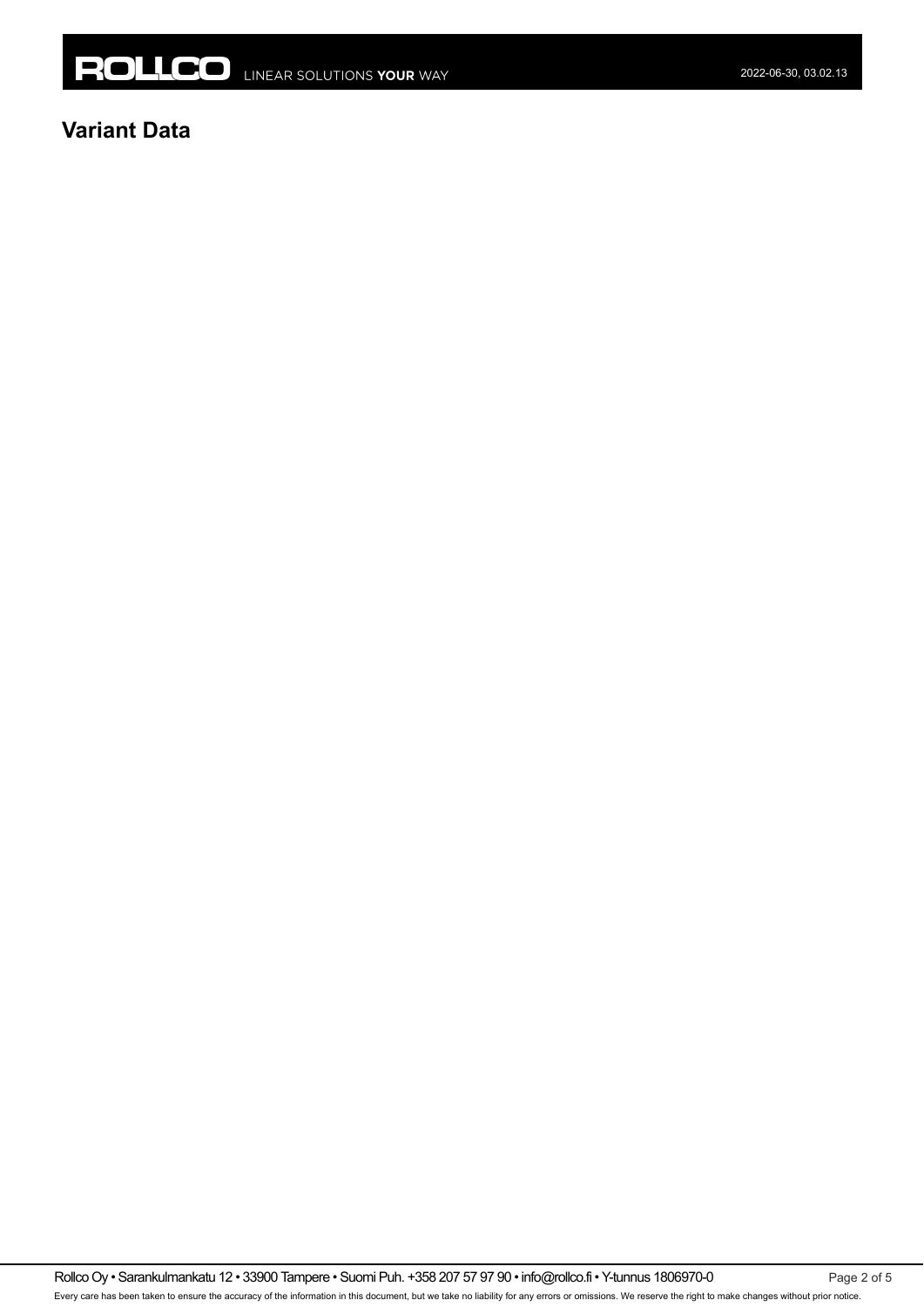## Variant Data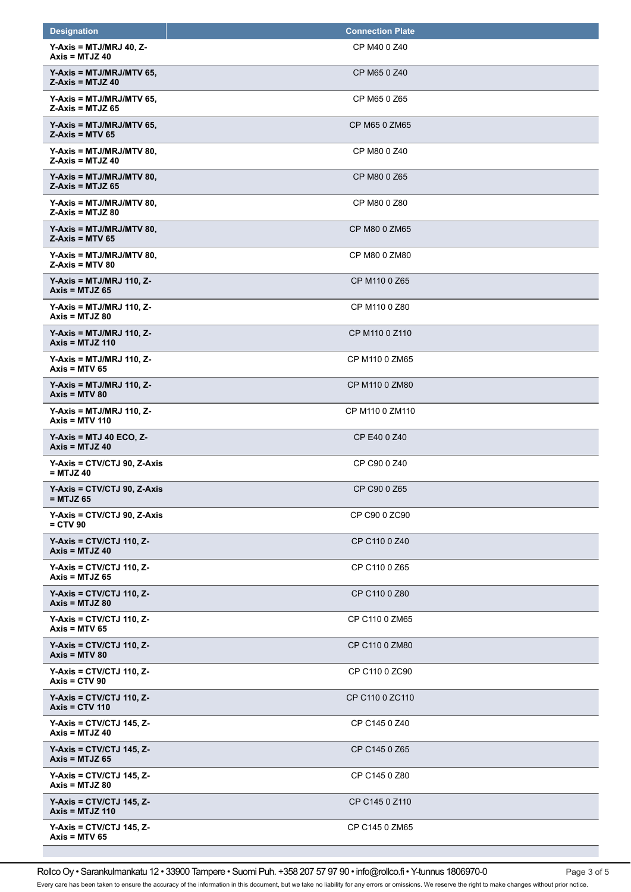| Designation | Connection Plate |
|---|---|
| Y-Axis = MTJ/MRJ 40, Z-Axis = MTJZ 40 | CP M40 0 Z40 |
| Y-Axis = MTJ/MRJ/MTV 65, Z-Axis = MTJZ 40 | CP M65 0 Z40 |
| Y-Axis = MTJ/MRJ/MTV 65, Z-Axis = MTJZ 65 | CP M65 0 Z65 |
| Y-Axis = MTJ/MRJ/MTV 65, Z-Axis = MTV 65 | CP M65 0 ZM65 |
| Y-Axis = MTJ/MRJ/MTV 80, Z-Axis = MTJZ 40 | CP M80 0 Z40 |
| Y-Axis = MTJ/MRJ/MTV 80, Z-Axis = MTJZ 65 | CP M80 0 Z65 |
| Y-Axis = MTJ/MRJ/MTV 80, Z-Axis = MTJZ 80 | CP M80 0 Z80 |
| Y-Axis = MTJ/MRJ/MTV 80, Z-Axis = MTV 65 | CP M80 0 ZM65 |
| Y-Axis = MTJ/MRJ/MTV 80, Z-Axis = MTV 80 | CP M80 0 ZM80 |
| Y-Axis = MTJ/MRJ 110, Z-Axis = MTJZ 65 | CP M110 0 Z65 |
| Y-Axis = MTJ/MRJ 110, Z-Axis = MTJZ 80 | CP M110 0 Z80 |
| Y-Axis = MTJ/MRJ 110, Z-Axis = MTJZ 110 | CP M110 0 Z110 |
| Y-Axis = MTJ/MRJ 110, Z-Axis = MTV 65 | CP M110 0 ZM65 |
| Y-Axis = MTJ/MRJ 110, Z-Axis = MTV 80 | CP M110 0 ZM80 |
| Y-Axis = MTJ/MRJ 110, Z-Axis = MTV 110 | CP M110 0 ZM110 |
| Y-Axis = MTJ 40 ECO, Z-Axis = MTJZ 40 | CP E40 0 Z40 |
| Y-Axis = CTV/CTJ 90, Z-Axis = MTJZ 40 | CP C90 0 Z40 |
| Y-Axis = CTV/CTJ 90, Z-Axis = MTJZ 65 | CP C90 0 Z65 |
| Y-Axis = CTV/CTJ 90, Z-Axis = CTV 90 | CP C90 0 ZC90 |
| Y-Axis = CTV/CTJ 110, Z-Axis = MTJZ 40 | CP C110 0 Z40 |
| Y-Axis = CTV/CTJ 110, Z-Axis = MTJZ 65 | CP C110 0 Z65 |
| Y-Axis = CTV/CTJ 110, Z-Axis = MTJZ 80 | CP C110 0 Z80 |
| Y-Axis = CTV/CTJ 110, Z-Axis = MTV 65 | CP C110 0 ZM65 |
| Y-Axis = CTV/CTJ 110, Z-Axis = MTV 80 | CP C110 0 ZM80 |
| Y-Axis = CTV/CTJ 110, Z-Axis = CTV 90 | CP C110 0 ZC90 |
| Y-Axis = CTV/CTJ 110, Z-Axis = CTV 110 | CP C110 0 ZC110 |
| Y-Axis = CTV/CTJ 145, Z-Axis = MTJZ 40 | CP C145 0 Z40 |
| Y-Axis = CTV/CTJ 145, Z-Axis = MTJZ 65 | CP C145 0 Z65 |
| Y-Axis = CTV/CTJ 145, Z-Axis = MTJZ 80 | CP C145 0 Z80 |
| Y-Axis = CTV/CTJ 145, Z-Axis = MTJZ 110 | CP C145 0 Z110 |
| Y-Axis = CTV/CTJ 145, Z-Axis = MTV 65 | CP C145 0 ZM65 |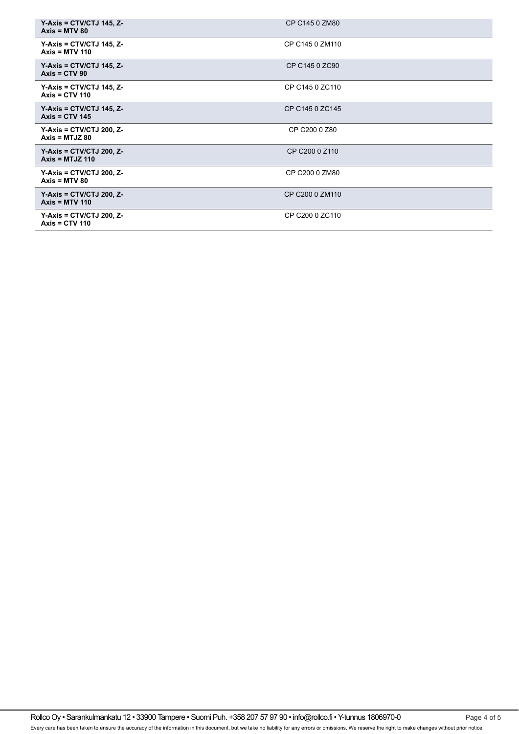| | |
|---|---|
| **Y-Axis = CTV/CTJ 145, Z-Axis = MTV 80** | CP C145 0 ZM80 |
| **Y-Axis = CTV/CTJ 145, Z-Axis = MTV 110** | CP C145 0 ZM110 |
| **Y-Axis = CTV/CTJ 145, Z-Axis = CTV 90** | CP C145 0 ZC90 |
| **Y-Axis = CTV/CTJ 145, Z-Axis = CTV 110** | CP C145 0 ZC110 |
| **Y-Axis = CTV/CTJ 145, Z-Axis = CTV 145** | CP C145 0 ZC145 |
| **Y-Axis = CTV/CTJ 200, Z-Axis = MTJZ 80** | CP C200 0 Z80 |
| **Y-Axis = CTV/CTJ 200, Z-Axis = MTJZ 110** | CP C200 0 Z110 |
| **Y-Axis = CTV/CTJ 200, Z-Axis = MTV 80** | CP C200 0 ZM80 |
| **Y-Axis = CTV/CTJ 200, Z-Axis = MTV 110** | CP C200 0 ZM110 |
| **Y-Axis = CTV/CTJ 200, Z-Axis = CTV 110** | CP C200 0 ZC110 |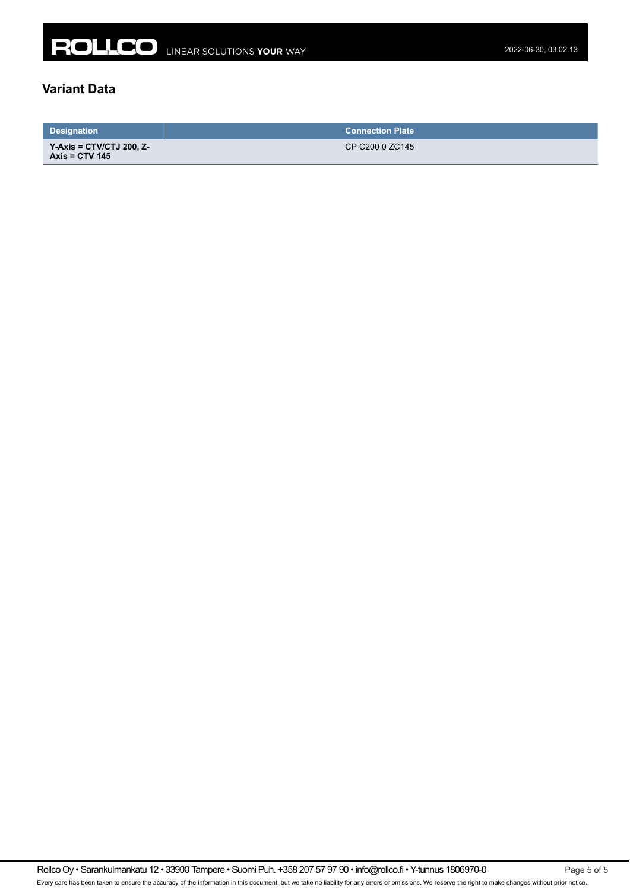## Variant Data

| Designation | Connection Plate |
|---|---|
| **Y-Axis = CTV/CTJ 200, Z-Axis = CTV 145** | CP C200 0 ZC145 |